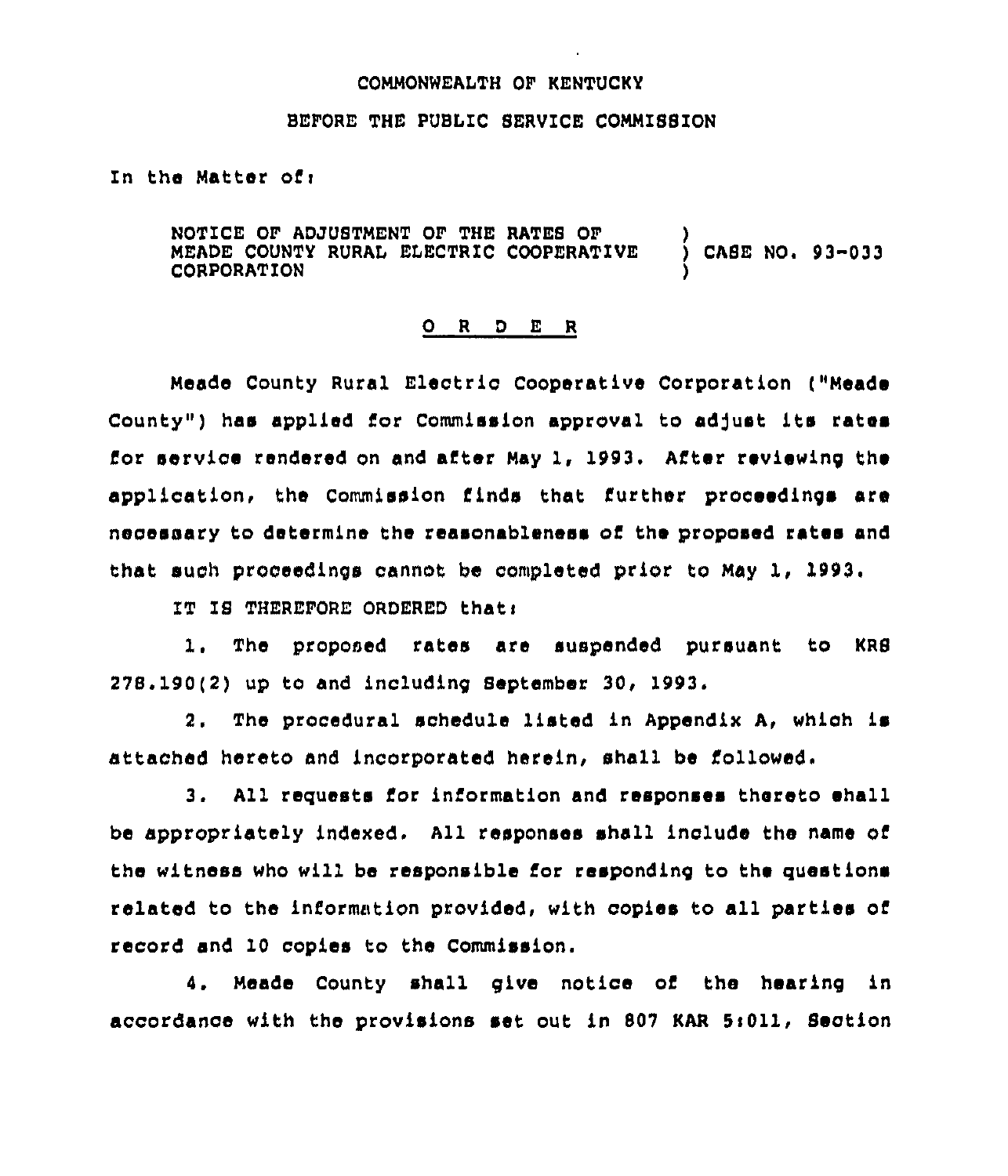COMMONWEALTH OF KENTUCKY

BEFORE THE PUBLIC SERVICE COMMISSION

In the Matter of:

NOTICE OF ADJUSTMENT OF THE RATES OF MEADE COUNTY RURAL ELECTRIC COOPERATIVE CORPORATION ) CASE NO. 93-033

O R D E R

Meade County Rural Electric Cooperative Corporation ("Meade County") has applied for Commission approval to adjust its rates for service rendered on and after May 1, 1993. After reviewing the application, the Commission finds that further proceedings are necessary to determine the reasonableness of the proposed rates and that such proceedings cannot be completed prior to May 1, 1993.

IT IS THEREFORE ORDERED that:

1. The proposed rates are suspended pursuant to KRS 278.190(2) up to and including September 30, 1993.

2. The procedural schedule listed in Appendix A, which is attached hereto and incorporated herein, shall be followed.

3. All requests for information and responses thereto shall be appropriately indexed. All responses shall include the name of the witness who will be responsible for responding to the questions related to the information provided, with copies to all parties of record and 10 copies to the Commission.

4. Meade County shall give notice of the hearing in accordance with the provisions set out in 807 KAR 5:011, Section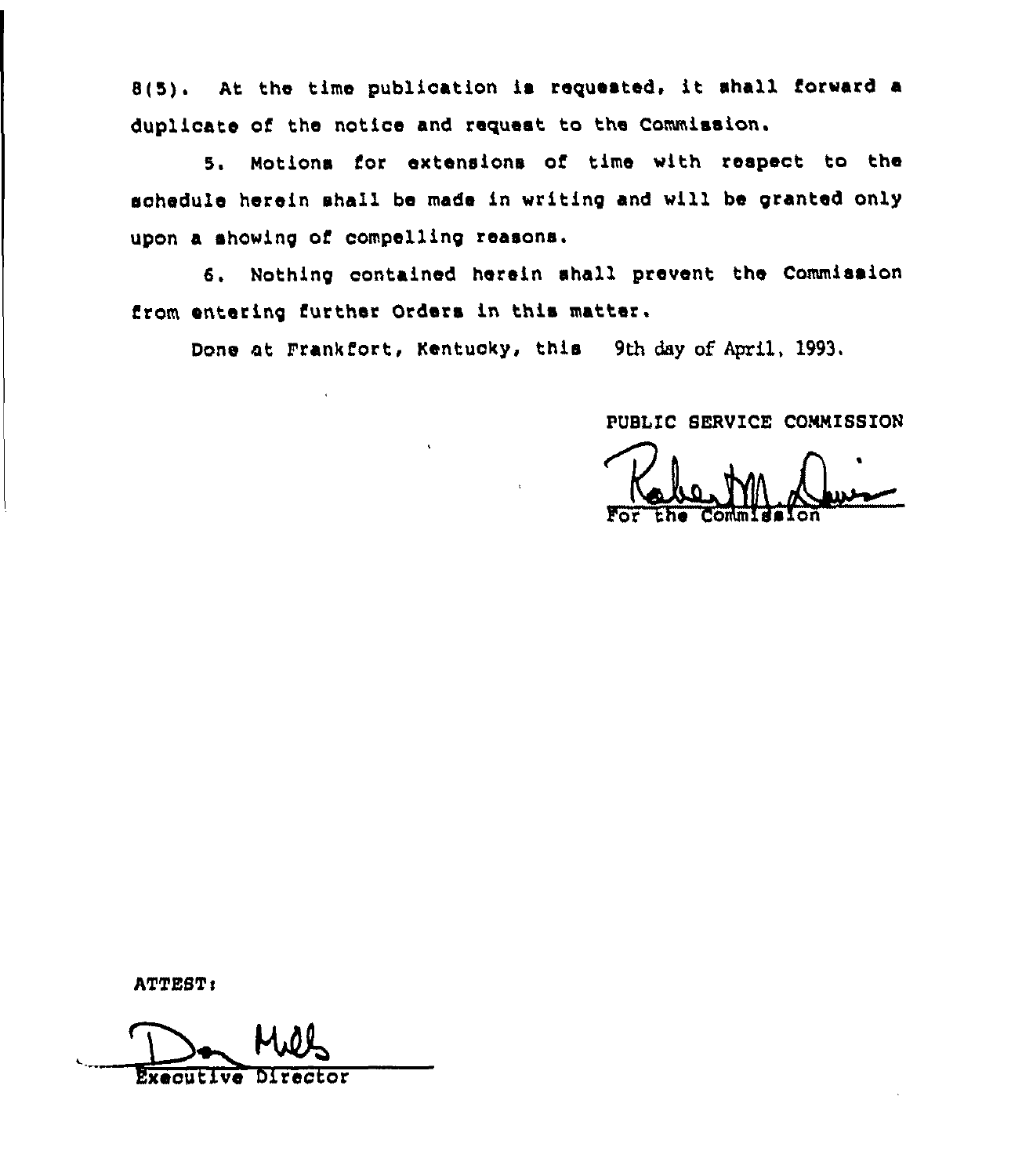8(5). At the time publication is requested, it shall forward a duplicate of the notice and request to the Commission.

5. Motions for extensions of time with respect to the schedule herein shall be made in writing and will be granted only upon a showing of compelling reasons.

6. Nothing contained herein shall prevent the Commission from entering further Orders in this matter.

Done at Frankfort, Kentucky, this 9th day of April, 1993.

PUBLIC SERVICE COMMISSION

For the Commission

ATTEST:

Executive Director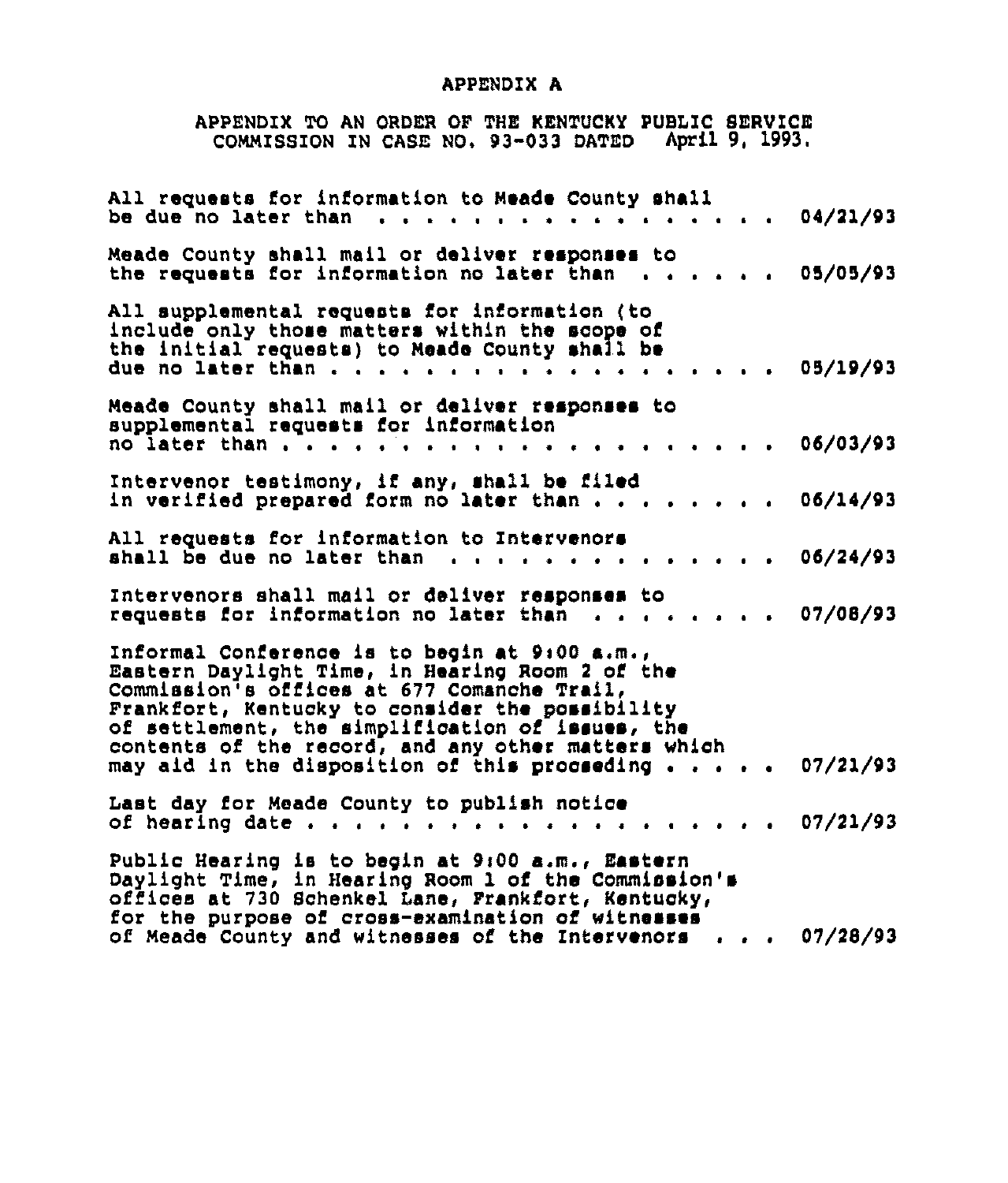# APPENDIX A

APPENDIX TO AN ORDER OF THE KENTUCKY PUBLIC SERVICE COMMISSION IN CASE NO. 93-033 DATED April 9, 1993.

| | |
|---|---|
| All requests for information to Meade County shall be due no later than . . . . . . . . . . . . . . . . . | 04/21/93 |
| Meade County shall mail or deliver responses to the requests for information no later than . . . . . . | 05/05/93 |
| All supplemental requests for information (to include only those matters within the scope of the initial requests) to Meade County shall be due no later than . . . . . . . . . . . . . . . . . . . | 05/19/93 |
| Meade County shall mail or deliver responses to supplemental requests for information no later than . . . . . . . . . . . . . . . . . . . . . | 06/03/93 |
| Intervenor testimony, if any, shall be filed in verified prepared form no later than . . . . . . . . | 06/14/93 |
| All requests for information to Intervenors shall be due no later than . . . . . . . . . . . . . | 06/24/93 |
| Intervenors shall mail or deliver responses to requests for information no later than . . . . . . . . | 07/08/93 |
| Informal Conference is to begin at 9:00 a.m., Eastern Daylight Time, in Hearing Room 2 of the Commission's offices at 677 Comanche Trail, Frankfort, Kentucky to consider the possibility of settlement, the simplification of issues, the contents of the record, and any other matters which may aid in the disposition of this proceeding . . . . . | 07/21/93 |
| Last day for Meade County to publish notice of hearing date . . . . . . . . . . . . . . . . . . . | 07/21/93 |
| Public Hearing is to begin at 9:00 a.m., Eastern Daylight Time, in Hearing Room 1 of the Commission's offices at 730 Schenkel Lane, Frankfort, Kentucky, for the purpose of cross-examination of witnesses of Meade County and witnesses of the Intervenors . . . | 07/28/93 |